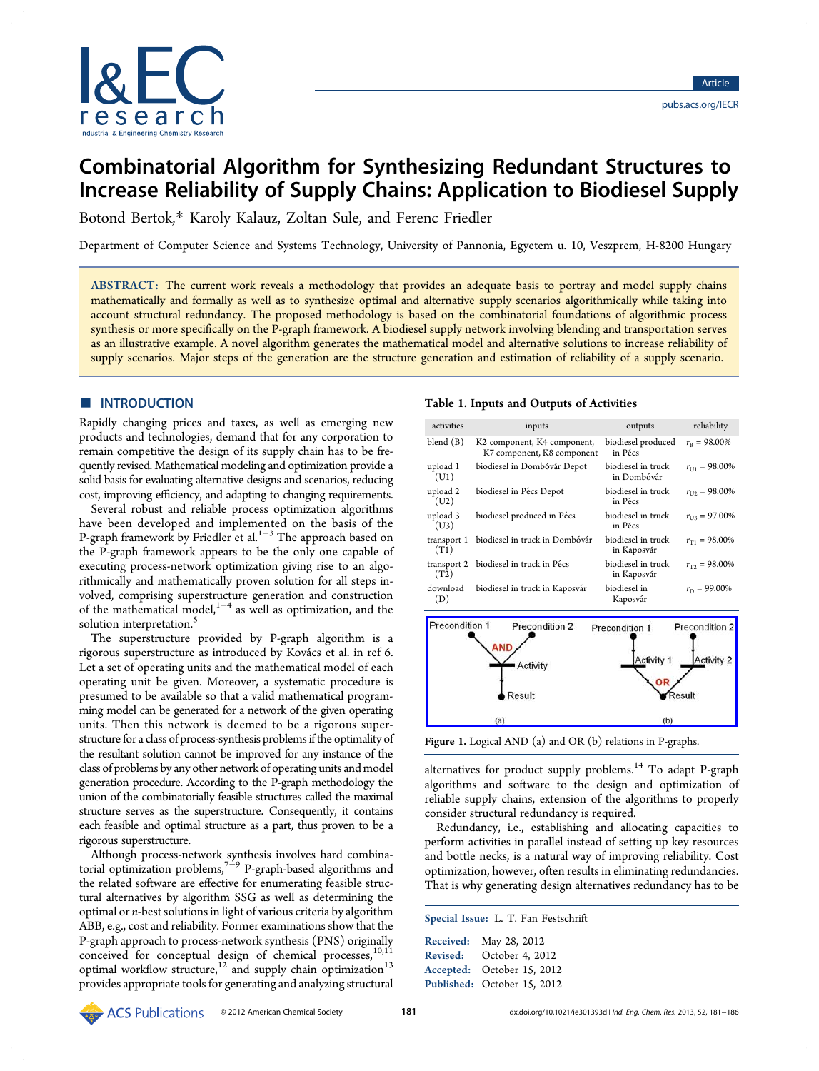# Combinatorial Algorithm for Synthesizing Redundant Structures to Increase Reliability of Supply Chains: Application to Biodiesel Supply

Botond Bertok,* Karoly Kalauz, Zoltan Sule, and Ferenc Friedler

Department of Computer Science and Systems Technology, University of Pannonia, Egyetem u. 10, Veszprem, H-8200 Hungary

**ABSTRACT:** The current work reveals a methodology that provides an adequate basis to portray and model supply chains mathematically and formally as well as to synthesize optimal and alternative supply scenarios algorithmically while taking into account structural redundancy. The proposed methodology is based on the combinatorial foundations of algorithmic process synthesis or more specifically on the P-graph framework. A biodiesel supply network involving blending and transportation serves as an illustrative example. A novel algorithm generates the mathematical model and alternative solutions to increase reliability of supply scenarios. Major steps of the generation are the structure generation and estimation of reliability of a supply scenario.

## ■ INTRODUCTION

Rapidly changing prices and taxes, as well as emerging new products and technologies, demand that for any corporation to remain competitive the design of its supply chain has to be frequently revised. Mathematical modeling and optimization provide a solid basis for evaluating alternative designs and scenarios, reducing cost, improving efficiency, and adapting to changing requirements.

Several robust and reliable process optimization algorithms have been developed and implemented on the basis of the P-graph framework by Friedler et al.[1−3] The approach based on the P-graph framework appears to be the only one capable of executing process-network optimization giving rise to an algorithmically and mathematically proven solution for all steps involved, comprising superstructure generation and construction of the mathematical model,[1−4] as well as optimization, and the solution interpretation.[5]

The superstructure provided by P-graph algorithm is a rigorous superstructure as introduced by Kovács et al. in ref 6. Let a set of operating units and the mathematical model of each operating unit be given. Moreover, a systematic procedure is presumed to be available so that a valid mathematical programming model can be generated for a network of the given operating units. Then this network is deemed to be a rigorous superstructure for a class of process-synthesis problems if the optimality of the resultant solution cannot be improved for any instance of the class of problems by any other network of operating units and model generation procedure. According to the P-graph methodology the union of the combinatorially feasible structures called the maximal structure serves as the superstructure. Consequently, it contains each feasible and optimal structure as a part, thus proven to be a rigorous superstructure.

Although process-network synthesis involves hard combinatorial optimization problems,[7−9] P-graph-based algorithms and the related software are effective for enumerating feasible structural alternatives by algorithm SSG as well as determining the optimal or *n*-best solutions in light of various criteria by algorithm ABB, e.g., cost and reliability. Former examinations show that the P-graph approach to process-network synthesis (PNS) originally conceived for conceptual design of chemical processes,[10,11] optimal workflow structure,[12] and supply chain optimization[13] provides appropriate tools for generating and analyzing structural alternatives for product supply problems.[14] To adapt P-graph algorithms and the related software to the design and optimization of reliable supply chains, extension of the algorithms to properly consider structural redundancy is required.

Redundancy, i.e., establishing and allocating capacities to perform activities in parallel instead of setting up key resources and bottle necks, is a natural way of improving reliability. Cost optimization, however, often results in eliminating redundancies. That is why generating design alternatives redundancy has to be

**Table 1. Inputs and Outputs of Activities**

| activities | inputs | outputs | reliability |
|---|---|---|---|
| blend (B) | K2 component, K4 component, K7 component, K8 component | biodiesel produced in Pécs | $r_B$ = 98.00% |
| upload 1 (U1) | biodiesel in Dombóvár Depot | biodiesel in truck in Dombóvár | $r_{U1}$ = 98.00% |
| upload 2 (U2) | biodiesel in Pécs Depot | biodiesel in truck in Pécs | $r_{U2}$ = 98.00% |
| upload 3 (U3) | biodiesel produced in Pécs | biodiesel in truck in Pécs | $r_{U3}$ = 97.00% |
| transport 1 (T1) | biodiesel in truck in Dombóvár | biodiesel in truck in Kaposvár | $r_{T1}$ = 98.00% |
| transport 2 (T2) | biodiesel in truck in Pécs | biodiesel in truck in Kaposvár | $r_{T2}$ = 98.00% |
| download (D) | biodiesel in truck in Kaposvár | biodiesel in Kaposvár | $r_D$ = 99.00% |

Precondition 1
Precondition 2
AND
Activity
Result
(a)

Precondition 1
Precondition 2
Activity 1
Activity 2
OR
Result
(b)

**Figure 1.** Logical AND (a) and OR (b) relations in P-graphs.

**Special Issue:** L. T. Fan Festschrift

**Received:** May 28, 2012
**Revised:** October 4, 2012
**Accepted:** October 15, 2012
**Published:** October 15, 2012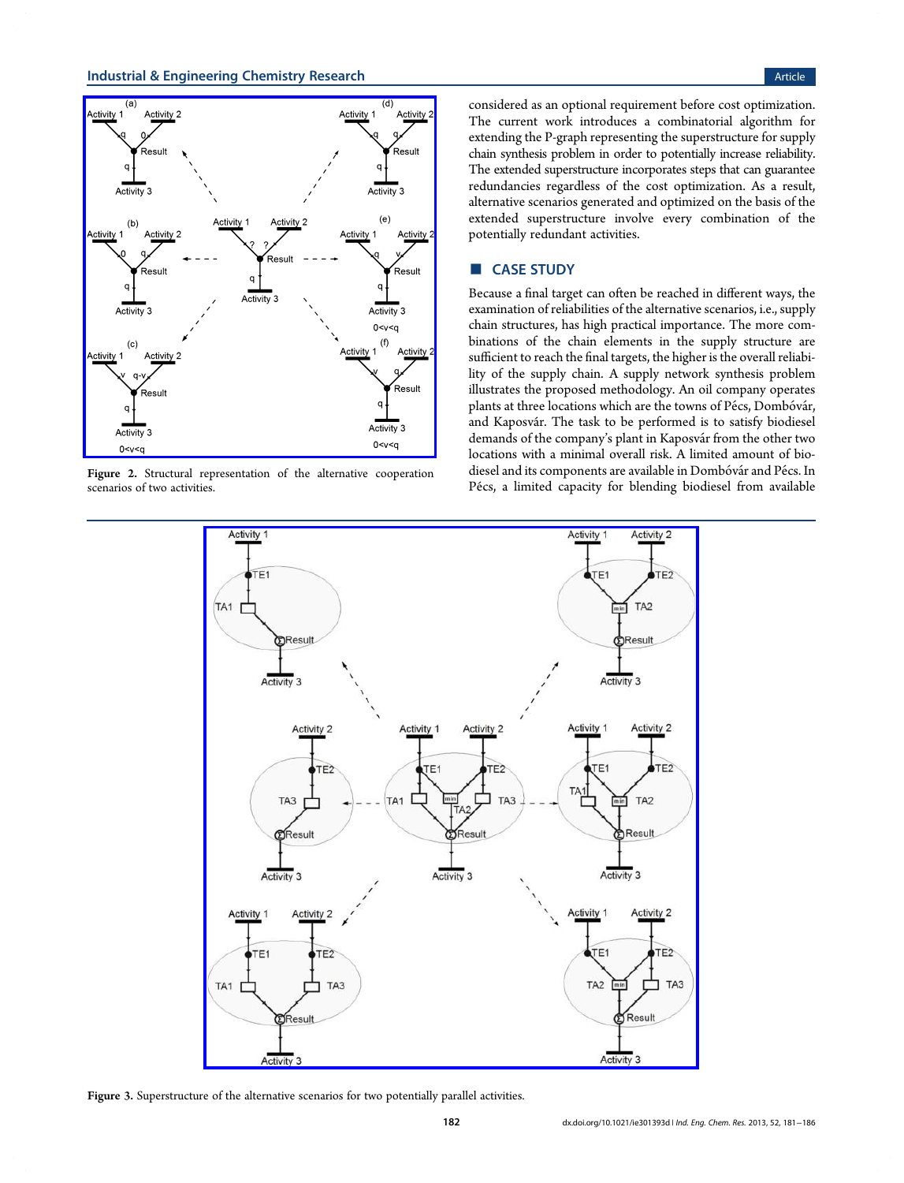Figure 2. Structural representation of the alternative cooperation scenarios of two activities.

considered as an optional requirement before cost optimization. The current work introduces a combinatorial algorithm for extending the P-graph representing the superstructure for supply chain synthesis problem in order to potentially increase reliability. The extended superstructure incorporates steps that can guarantee redundancies regardless of the cost optimization. As a result, alternative scenarios generated and optimized on the basis of the extended superstructure involve every combination of the potentially redundant activities.

## CASE STUDY

Because a final target can often be reached in different ways, the examination of reliabilities of the alternative scenarios, i.e., supply chain structures, has high practical importance. The more combinations of the chain elements in the supply structure are sufficient to reach the final targets, the higher is the overall reliability of the supply chain. A supply network synthesis problem illustrates the proposed methodology. An oil company operates plants at three locations which are the towns of Pécs, Dombóvár, and Kaposvár. The task to be performed is to satisfy biodiesel demands of the company's plant in Kaposvár from the other two locations with a minimal overall risk. A limited amount of biodiesel and its components are available in Dombóvár and Pécs. In Pécs, a limited capacity for blending biodiesel from available

Figure 3. Superstructure of the alternative scenarios for two potentially parallel activities.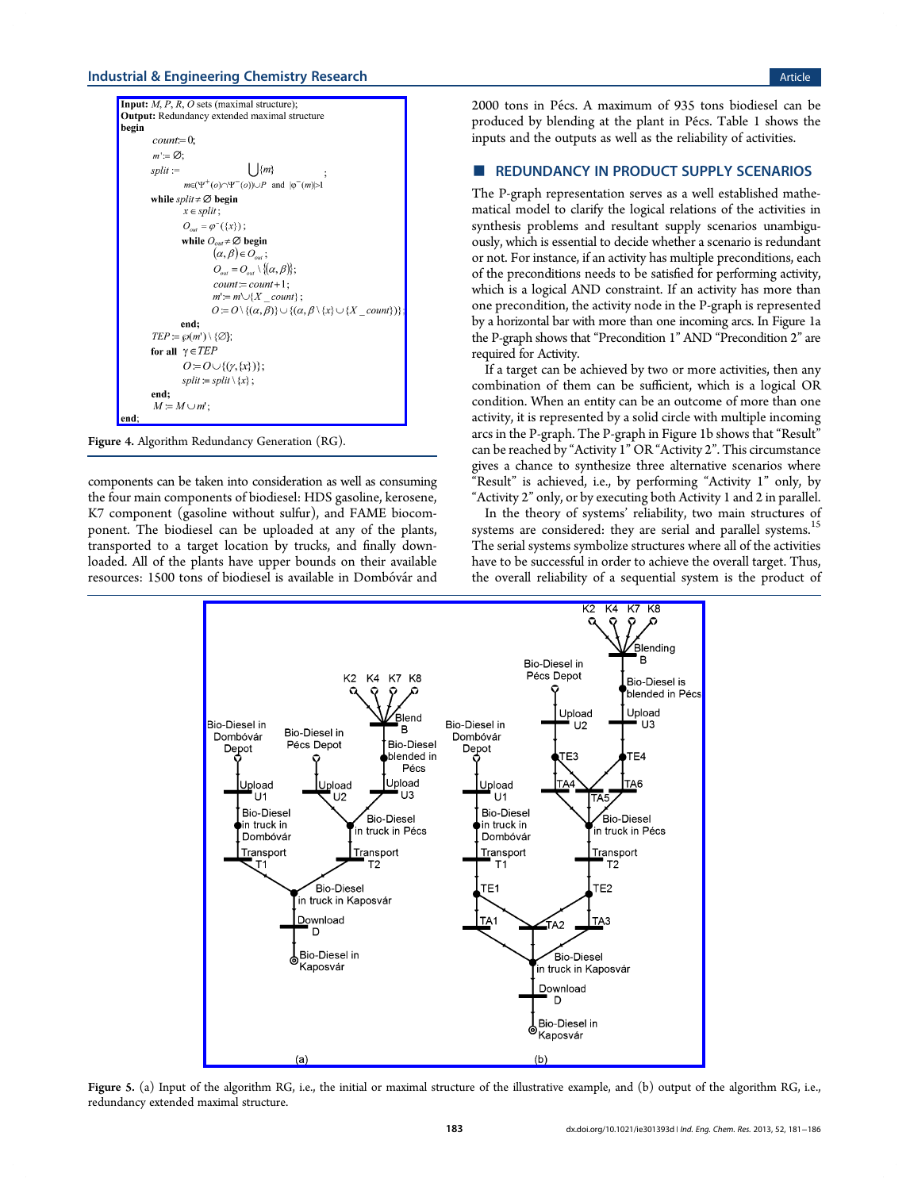```
Input: M, P, R, O sets (maximal structure);
Output: Redundancy extended maximal structure
begin
    count:= 0;
    m' := ∅;
    split :=  ⋃ {m}   where m ∈ (Ψ+(o) ∩ Ψ−(o)) ∪ P and |φ−(m)| > 1 ;
    while split ≠ ∅ begin
        x ∈ split;
        O_out = φ−({x});
        while O_out ≠ ∅ begin
            (α, β) ∈ O_out;
            O_out = O_out \ {(α, β)};
            count := count + 1;
            m' := m' ∪ {X_count};
            O := O \ {(α, β)} ∪ {(α, β \ {x} ∪ {X_count})};
        end;
        TEP := ℘(m') \ {∅};
        for all γ ∈ TEP
            O := O ∪ {(γ, {x})};
            split := split \ {x};
    end;
    M := M ∪ m';
end;
```

Figure 4. Algorithm Redundancy Generation (RG).

components can be taken into consideration as well as consuming the four main components of biodiesel: HDS gasoline, kerosene, K7 component (gasoline without sulfur), and FAME biocomponent. The biodiesel can be uploaded at any of the plants, transported to a target location by trucks, and finally downloaded. All of the plants have upper bounds on their available resources: 1500 tons of biodiesel is available in Dombóvár and 2000 tons in Pécs. A maximum of 935 tons biodiesel can be produced by blending at the plant in Pécs. Table 1 shows the inputs and the outputs as well as the reliability of activities.

## REDUNDANCY IN PRODUCT SUPPLY SCENARIOS

The P-graph representation serves as a well established mathematical model to clarify the logical relations of the activities in synthesis problems and resultant supply scenarios unambiguously, which is essential to decide whether a scenario is redundant or not. For instance, if an activity has multiple preconditions, each of the preconditions needs to be satisfied for performing activity, which is a logical AND constraint. If an activity has more than one precondition, the activity node in the P-graph is represented by a horizontal bar with more than one incoming arcs. In Figure 1a the P-graph shows that "Precondition 1" AND "Precondition 2" are required for Activity.

If a target can be achieved by two or more activities, then any combination of them can be sufficient, which is a logical OR condition. When an entity can be an outcome of more than one activity, it is represented by a solid circle with multiple incoming arcs in the P-graph. The P-graph in Figure 1b shows that "Result" can be reached by "Activity 1" OR "Activity 2". This circumstance gives a chance to synthesize three alternative scenarios where "Result" is achieved, i.e., by performing "Activity 1" only, by "Activity 2" only, or by executing both Activity 1 and 2 in parallel.

In the theory of systems' reliability, two main structures of systems are considered: they are serial and parallel systems.[15] The serial systems symbolize structures where all of the activities have to be successful in order to achieve the overall target. Thus, the overall reliability of a sequential system is the product of

Figure 5. (a) Input of the algorithm RG, i.e., the initial or maximal structure of the illustrative example, and (b) output of the algorithm RG, i.e., redundancy extended maximal structure.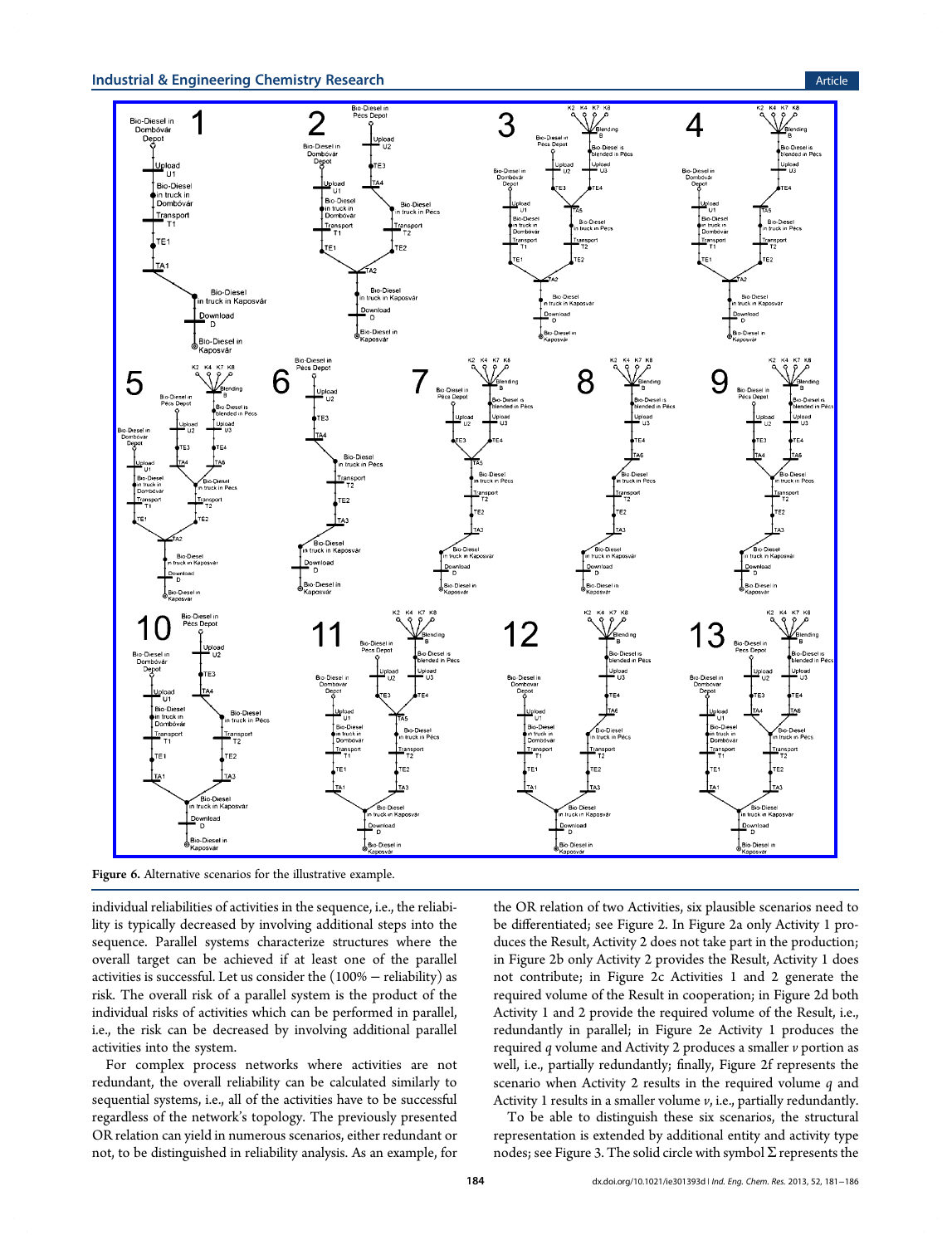Figure 6. Alternative scenarios for the illustrative example.

individual reliabilities of activities in the sequence, i.e., the reliability is typically decreased by involving additional steps into the sequence. Parallel systems characterize structures where the overall target can be achieved if at least one of the parallel activities is successful. Let us consider the (100% − reliability) as risk. The overall risk of a parallel system is the product of the individual risks of activities which can be performed in parallel, i.e., the risk can be decreased by involving additional parallel activities into the system.

For complex process networks where activities are not redundant, the overall reliability can be calculated similarly to sequential systems, i.e., all of the activities have to be successful regardless of the network's topology. The previously presented OR relation can yield in numerous scenarios, either redundant or not, to be distinguished in reliability analysis. As an example, for the OR relation of two Activities, six plausible scenarios need to be differentiated; see Figure 2. In Figure 2a only Activity 1 produces the Result, Activity 2 does not take part in the production; in Figure 2b only Activity 2 provides the Result, Activity 1 does not contribute; in Figure 2c Activities 1 and 2 generate the required volume of the Result in cooperation; in Figure 2d both Activity 1 and 2 provide the required volume of the Result, i.e., redundantly in parallel; in Figure 2e Activity 1 produces the required $q$ volume and Activity 2 produces a smaller $v$ portion as well, i.e., partially redundantly; finally, Figure 2f represents the scenario when Activity 2 results in the required volume $q$ and Activity 1 results in a smaller volume $v$, i.e., partially redundantly.

To be able to distinguish these six scenarios, the structural representation is extended by additional entity and activity type nodes; see Figure 3. The solid circle with symbol Σ represents the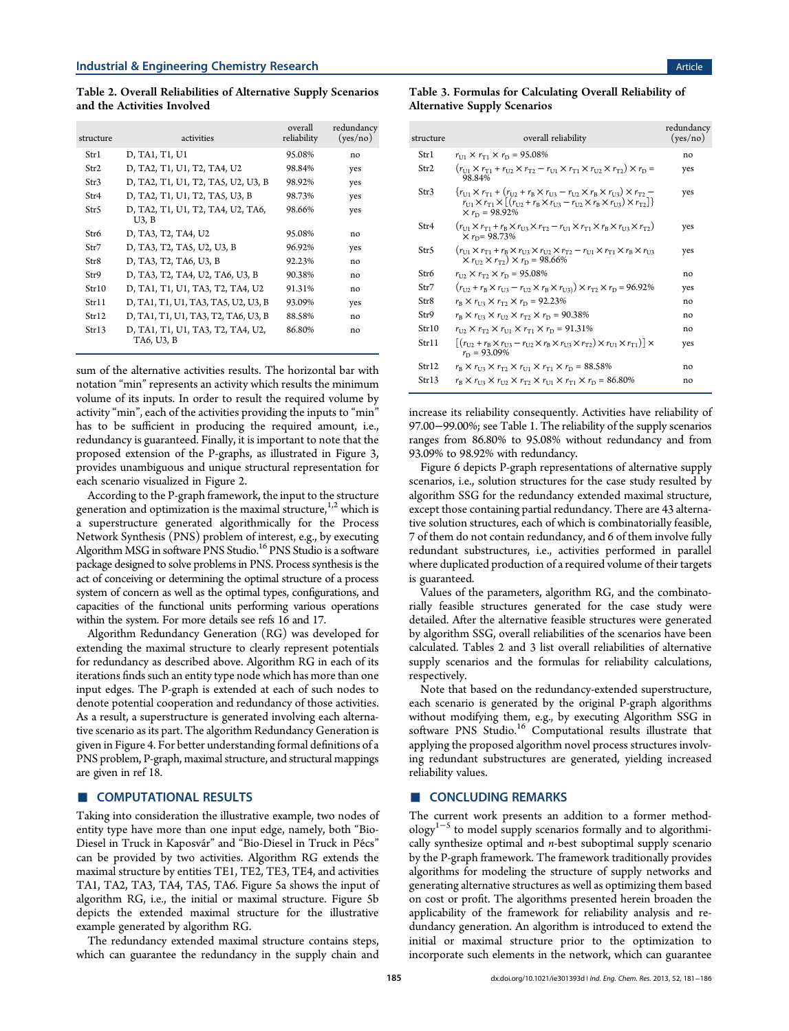Table 2. Overall Reliabilities of Alternative Supply Scenarios and the Activities Involved

| structure | activities | overall reliability | redundancy (yes/no) |
|---|---|---|---|
| Str1 | D, TA1, T1, U1 | 95.08% | no |
| Str2 | D, TA2, T1, U1, T2, TA4, U2 | 98.84% | yes |
| Str3 | D, TA2, T1, U1, T2, TA5, U2, U3, B | 98.92% | yes |
| Str4 | D, TA2, T1, U1, T2, TA5, U3, B | 98.73% | yes |
| Str5 | D, TA2, T1, U1, T2, TA4, U2, TA6, U3, B | 98.66% | yes |
| Str6 | D, TA3, T2, TA4, U2 | 95.08% | no |
| Str7 | D, TA3, T2, TA5, U2, U3, B | 96.92% | yes |
| Str8 | D, TA3, T2, TA6, U3, B | 92.23% | no |
| Str9 | D, TA3, T2, TA4, U2, TA6, U3, B | 90.38% | no |
| Str10 | D, TA1, T1, U1, TA3, T2, TA4, U2 | 91.31% | no |
| Str11 | D, TA1, T1, U1, TA3, TA5, U2, U3, B | 93.09% | yes |
| Str12 | D, TA1, T1, U1, TA3, T2, TA6, U3, B | 88.58% | no |
| Str13 | D, TA1, T1, U1, TA3, T2, TA4, U2, TA6, U3, B | 86.80% | no |

sum of the alternative activities results. The horizontal bar with notation "min" represents an activity which results the minimum volume of its inputs. In order to result the required volume by activity "min", each of the activities providing the inputs to "min" has to be sufficient in producing the required amount, i.e., redundancy is guaranteed. Finally, it is important to note that the proposed extension of the P-graphs, as illustrated in Figure 3, provides unambiguous and unique structural representation for each scenario visualized in Figure 2.

According to the P-graph framework, the input to the structure generation and optimization is the maximal structure,[1,2] which is a superstructure generated algorithmically for the Process Network Synthesis (PNS) problem of interest, e.g., by executing Algorithm MSG in software PNS Studio.[16] PNS Studio is a software package designed to solve problems in PNS. Process synthesis is the act of conceiving or determining the optimal structure of a process system of concern as well as the optimal types, configurations, and capacities of the functional units performing various operations within the system. For more details see refs 16 and 17.

Algorithm Redundancy Generation (RG) was developed for extending the maximal structure to clearly represent potentials for redundancy as described above. Algorithm RG in each of its iterations finds such an entity type node which has more than one input edge. The P-graph is extended at each of such nodes to denote potential cooperation and redundancy of those activities. As a result, a superstructure is generated involving each alternative scenario as its part. The algorithm Redundancy Generation is given in Figure 4. For better understanding formal definitions of a PNS problem, P-graph, maximal structure, and structural mappings are given in ref 18.

## COMPUTATIONAL RESULTS

Taking into consideration the illustrative example, two nodes of entity type have more than one input edge, namely, both "Bio-Diesel in Truck in Kaposvár" and "Bio-Diesel in Truck in Pécs" can be provided by two activities. Algorithm RG extends the maximal structure by entities TE1, TE2, TE3, TE4, and activities TA1, TA2, TA3, TA4, TA5, TA6. Figure 5a shows the input of algorithm RG, i.e., the initial or maximal structure. Figure 5b depicts the extended maximal structure for the illustrative example generated by algorithm RG.

The redundancy extended maximal structure contains steps, which can guarantee the redundancy in the supply chain and increase its reliability consequently. Activities have reliability of 97.00−99.00%; see Table 1. The reliability of the supply scenarios ranges from 86.80% to 95.08% without redundancy and from 93.09% to 98.92% with redundancy.

Table 3. Formulas for Calculating Overall Reliability of Alternative Supply Scenarios

| structure | overall reliability | redundancy (yes/no) |
|---|---|---|
| Str1 | $r_{U1} \times r_{T1} \times r_D = 95.08\%$ | no |
| Str2 | $(r_{U1} \times r_{T1} + r_{U2} \times r_{T2} - r_{U1} \times r_{T1} \times r_{U2} \times r_{T2}) \times r_D = 98.84\%$ | yes |
| Str3 | $\{r_{U1} \times r_{T1} + (r_{U2} + r_B \times r_{U3} - r_{U2} \times r_B \times r_{U3}) \times r_{T2} - r_{U1} \times r_{T1} \times [(r_{U2} + r_B \times r_{U3} - r_{U2} \times r_B \times r_{U3}) \times r_{T2}]\} \times r_D = 98.92\%$ | yes |
| Str4 | $(r_{U1} \times r_{T1} + r_B \times r_{U3} \times r_{T2} - r_{U1} \times r_{T1} \times r_B \times r_{U3} \times r_{T2}) \times r_D = 98.73\%$ | yes |
| Str5 | $(r_{U1} \times r_{T1} + r_B \times r_{U3} \times r_{U2} \times r_{T2} - r_{U1} \times r_{T1} \times r_B \times r_{U3} \times r_{U2} \times r_{T2}) \times r_D = 98.66\%$ | yes |
| Str6 | $r_{U2} \times r_{T2} \times r_D = 95.08\%$ | no |
| Str7 | $(r_{U2} + r_B \times r_{U3} - r_{U2} \times r_B \times r_{U3})) \times r_{T2} \times r_D = 96.92\%$ | yes |
| Str8 | $r_B \times r_{U3} \times r_{T2} \times r_D = 92.23\%$ | no |
| Str9 | $r_B \times r_{U3} \times r_{U2} \times r_{T2} \times r_D = 90.38\%$ | no |
| Str10 | $r_{U2} \times r_{T2} \times r_{U1} \times r_{T1} \times r_D = 91.31\%$ | no |
| Str11 | $[(r_{U2} + r_B \times r_{U3} - r_{U2} \times r_B \times r_{U3} \times r_{T2}) \times r_{U1} \times r_{T1})] \times r_D = 93.09\%$ | yes |
| Str12 | $r_B \times r_{U3} \times r_{T2} \times r_{U1} \times r_{T1} \times r_D = 88.58\%$ | no |
| Str13 | $r_B \times r_{U3} \times r_{U2} \times r_{T2} \times r_{U1} \times r_{T1} \times r_D = 86.80\%$ | no |

Figure 6 depicts P-graph representations of alternative supply scenarios, i.e., solution structures for the case study resulted by algorithm SSG for the redundancy extended maximal structure, except those containing partial redundancy. There are 43 alternative solution structures, each of which is combinatorially feasible, 7 of them do not contain redundancy, and 6 of them involve fully redundant substructures, i.e., activities performed in parallel where duplicated production of a required volume of their targets is guaranteed.

Values of the parameters, algorithm RG, and the combinatorially feasible structures generated for the case study were detailed. After the alternative feasible structures were generated by algorithm SSG, overall reliabilities of the scenarios have been calculated. Tables 2 and 3 list overall reliabilities of alternative supply scenarios and the formulas for reliability calculations, respectively.

Note that based on the redundancy-extended superstructure, each scenario is generated by the original P-graph algorithms without modifying them, e.g., by executing Algorithm SSG in software PNS Studio.[16] Computational results illustrate that applying the proposed algorithm novel process structures involving redundant substructures are generated, yielding increased reliability values.

## CONCLUDING REMARKS

The current work presents an addition to a former methodology[1−5] to model supply scenarios formally and to algorithmically synthesize optimal and *n*-best suboptimal supply scenario by the P-graph framework. The framework traditionally provides algorithms for modeling the structure of supply networks and generating alternative structures as well as optimizing them based on cost or profit. The algorithms presented herein broaden the applicability of the framework for reliability analysis and redundancy generation. An algorithm is introduced to extend the initial or maximal structure prior to the optimization to incorporate such elements in the network, which can guarantee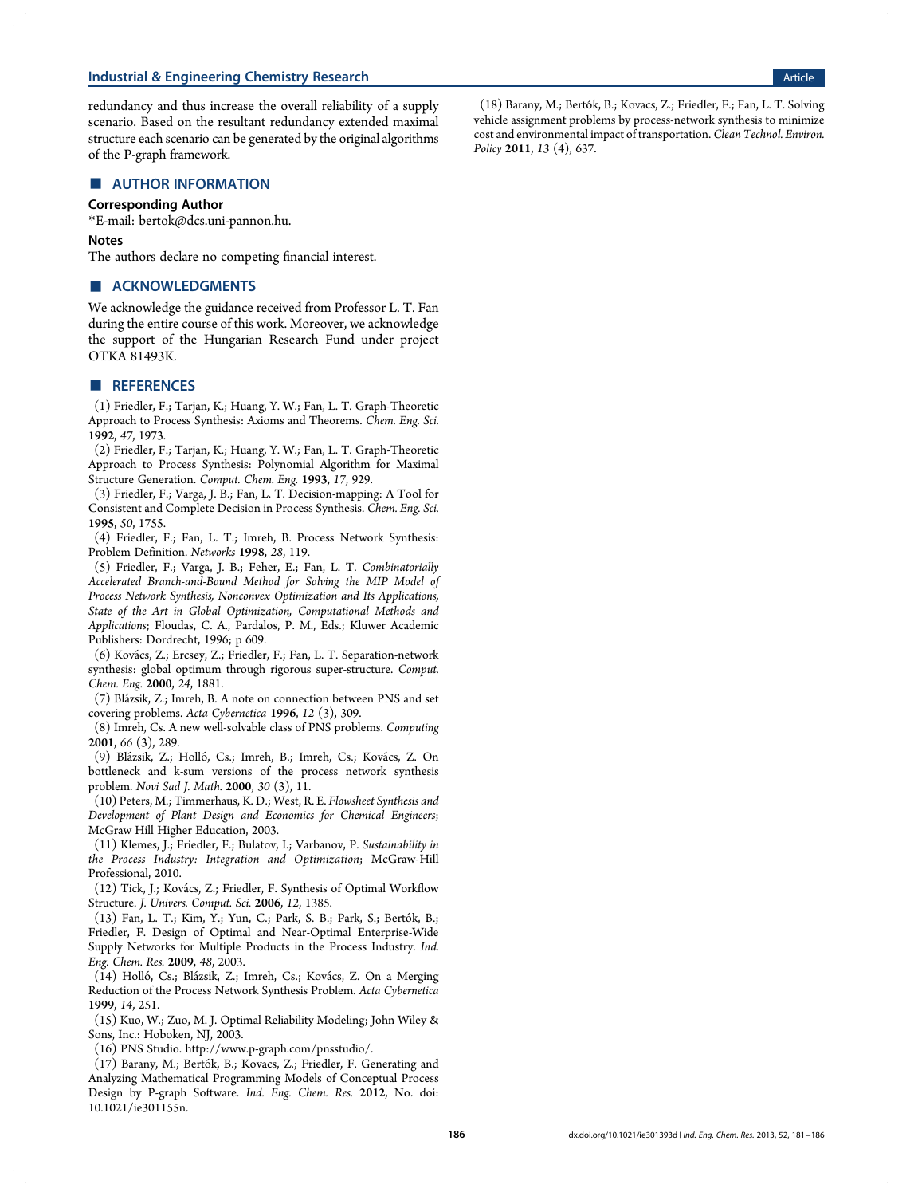redundancy and thus increase the overall reliability of a supply scenario. Based on the resultant redundancy extended maximal structure each scenario can be generated by the original algorithms of the P-graph framework.

## ■ AUTHOR INFORMATION

### Corresponding Author

*E-mail: bertok@dcs.uni-pannon.hu.

### Notes

The authors declare no competing financial interest.

## ■ ACKNOWLEDGMENTS

We acknowledge the guidance received from Professor L. T. Fan during the entire course of this work. Moreover, we acknowledge the support of the Hungarian Research Fund under project OTKA 81493K.

## ■ REFERENCES

(1) Friedler, F.; Tarjan, K.; Huang, Y. W.; Fan, L. T. Graph-Theoretic Approach to Process Synthesis: Axioms and Theorems. *Chem. Eng. Sci.* **1992**, *47*, 1973.

(2) Friedler, F.; Tarjan, K.; Huang, Y. W.; Fan, L. T. Graph-Theoretic Approach to Process Synthesis: Polynomial Algorithm for Maximal Structure Generation. *Comput. Chem. Eng.* **1993**, *17*, 929.

(3) Friedler, F.; Varga, J. B.; Fan, L. T. Decision-mapping: A Tool for Consistent and Complete Decision in Process Synthesis. *Chem. Eng. Sci.* **1995**, *50*, 1755.

(4) Friedler, F.; Fan, L. T.; Imreh, B. Process Network Synthesis: Problem Definition. *Networks* **1998**, *28*, 119.

(5) Friedler, F.; Varga, J. B.; Feher, E.; Fan, L. T. *Combinatorially Accelerated Branch-and-Bound Method for Solving the MIP Model of Process Network Synthesis, Nonconvex Optimization and Its Applications, State of the Art in Global Optimization, Computational Methods and Applications*; Floudas, C. A., Pardalos, P. M., Eds.; Kluwer Academic Publishers: Dordrecht, 1996; p 609.

(6) Kovács, Z.; Ercsey, Z.; Friedler, F.; Fan, L. T. Separation-network synthesis: global optimum through rigorous super-structure. *Comput. Chem. Eng.* **2000**, *24*, 1881.

(7) Blázsik, Z.; Imreh, B. A note on connection between PNS and set covering problems. *Acta Cybernetica* **1996**, *12* (3), 309.

(8) Imreh, Cs. A new well-solvable class of PNS problems. *Computing* **2001**, *66* (3), 289.

(9) Blázsik, Z.; Holló, Cs.; Imreh, B.; Imreh, Cs.; Kovács, Z. On bottleneck and k-sum versions of the process network synthesis problem. *Novi Sad J. Math.* **2000**, *30* (3), 11.

(10) Peters, M.; Timmerhaus, K. D.; West, R. E. *Flowsheet Synthesis and Development of Plant Design and Economics for Chemical Engineers*; McGraw Hill Higher Education, 2003.

(11) Klemes, J.; Friedler, F.; Bulatov, I.; Varbanov, P. *Sustainability in the Process Industry: Integration and Optimization*; McGraw-Hill Professional, 2010.

(12) Tick, J.; Kovács, Z.; Friedler, F. Synthesis of Optimal Workflow Structure. *J. Univers. Comput. Sci.* **2006**, *12*, 1385.

(13) Fan, L. T.; Kim, Y.; Yun, C.; Park, S. B.; Park, S.; Bertók, B.; Friedler, F. Design of Optimal and Near-Optimal Enterprise-Wide Supply Networks for Multiple Products in the Process Industry. *Ind. Eng. Chem. Res.* **2009**, *48*, 2003.

(14) Holló, Cs.; Blázsik, Z.; Imreh, Cs.; Kovács, Z. On a Merging Reduction of the Process Network Synthesis Problem. *Acta Cybernetica* **1999**, *14*, 251.

(15) Kuo, W.; Zuo, M. J. Optimal Reliability Modeling; John Wiley & Sons, Inc.: Hoboken, NJ, 2003.

(16) PNS Studio. http://www.p-graph.com/pnsstudio/.

(17) Barany, M.; Bertók, B.; Kovacs, Z.; Friedler, F. Generating and Analyzing Mathematical Programming Models of Conceptual Process Design by P-graph Software. *Ind. Eng. Chem. Res.* **2012**, No. doi: 10.1021/ie301155n.

(18) Barany, M.; Bertók, B.; Kovacs, Z.; Friedler, F.; Fan, L. T. Solving vehicle assignment problems by process-network synthesis to minimize cost and environmental impact of transportation. *Clean Technol. Environ. Policy* **2011**, *13* (4), 637.